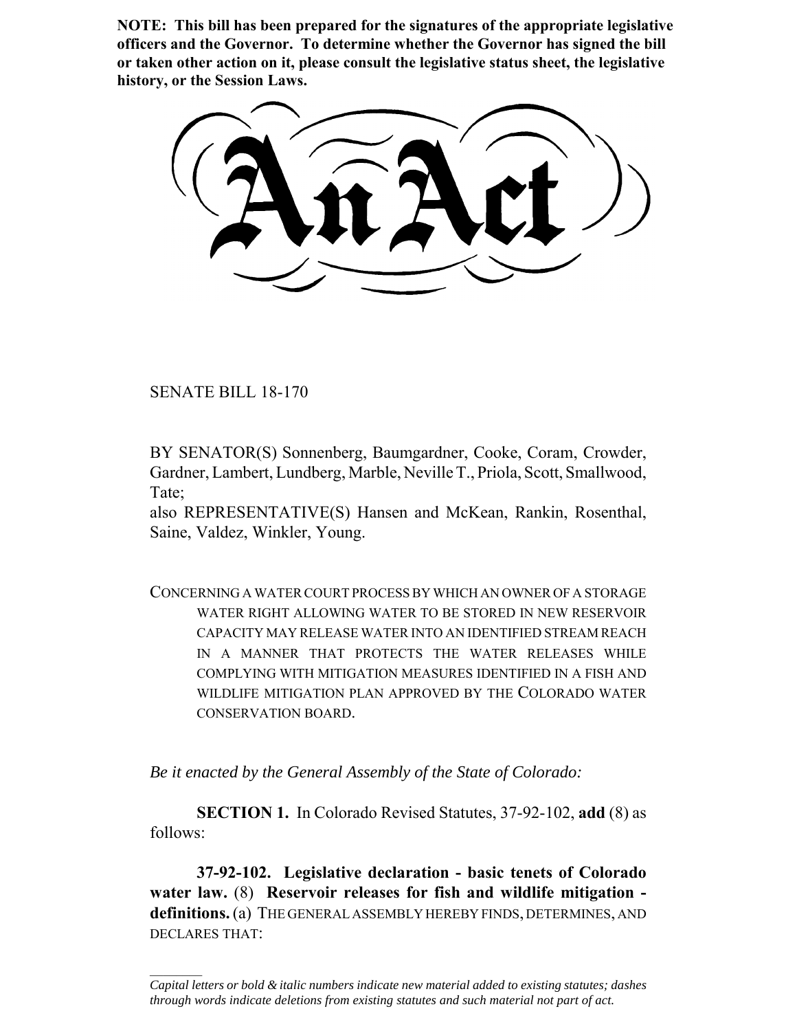**NOTE: This bill has been prepared for the signatures of the appropriate legislative officers and the Governor. To determine whether the Governor has signed the bill or taken other action on it, please consult the legislative status sheet, the legislative history, or the Session Laws.**

# An Act

SENATE BILL 18-170

BY SENATOR(S) Sonnenberg, Baumgardner, Cooke, Coram, Crowder, Gardner, Lambert, Lundberg, Marble, Neville T., Priola, Scott, Smallwood, Tate;
also REPRESENTATIVE(S) Hansen and McKean, Rankin, Rosenthal, Saine, Valdez, Winkler, Young.

CONCERNING A WATER COURT PROCESS BY WHICH AN OWNER OF A STORAGE WATER RIGHT ALLOWING WATER TO BE STORED IN NEW RESERVOIR CAPACITY MAY RELEASE WATER INTO AN IDENTIFIED STREAM REACH IN A MANNER THAT PROTECTS THE WATER RELEASES WHILE COMPLYING WITH MITIGATION MEASURES IDENTIFIED IN A FISH AND WILDLIFE MITIGATION PLAN APPROVED BY THE COLORADO WATER CONSERVATION BOARD.

*Be it enacted by the General Assembly of the State of Colorado:*

**SECTION 1.** In Colorado Revised Statutes, 37-92-102, **add** (8) as follows:

**37-92-102. Legislative declaration - basic tenets of Colorado water law.** (8) **Reservoir releases for fish and wildlife mitigation - definitions.** (a) THE GENERAL ASSEMBLY HEREBY FINDS, DETERMINES, AND DECLARES THAT:

*Capital letters or bold & italic numbers indicate new material added to existing statutes; dashes through words indicate deletions from existing statutes and such material not part of act.*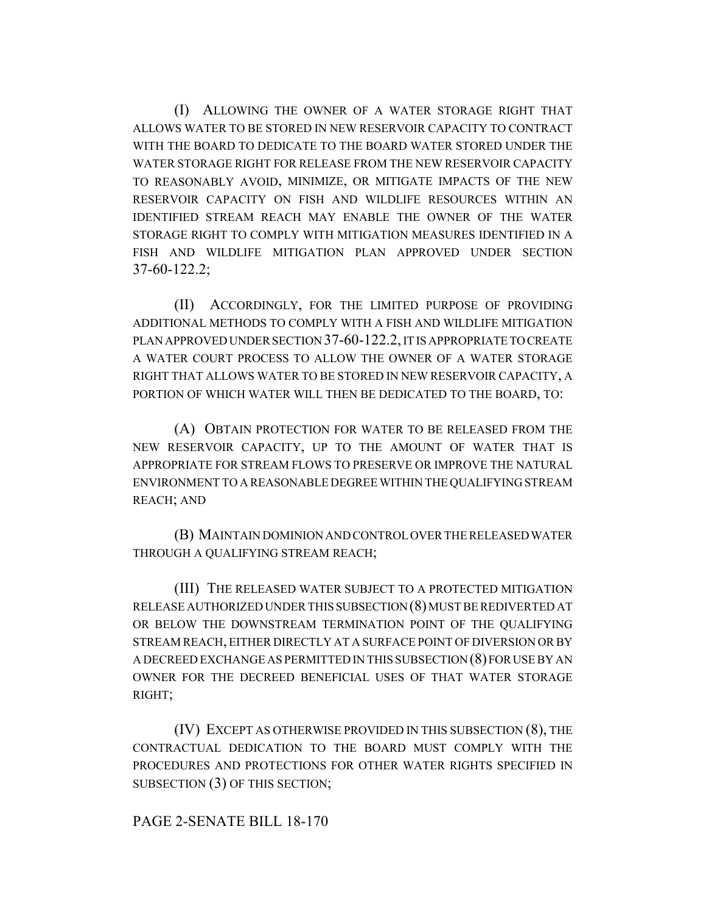(I) ALLOWING THE OWNER OF A WATER STORAGE RIGHT THAT ALLOWS WATER TO BE STORED IN NEW RESERVOIR CAPACITY TO CONTRACT WITH THE BOARD TO DEDICATE TO THE BOARD WATER STORED UNDER THE WATER STORAGE RIGHT FOR RELEASE FROM THE NEW RESERVOIR CAPACITY TO REASONABLY AVOID, MINIMIZE, OR MITIGATE IMPACTS OF THE NEW RESERVOIR CAPACITY ON FISH AND WILDLIFE RESOURCES WITHIN AN IDENTIFIED STREAM REACH MAY ENABLE THE OWNER OF THE WATER STORAGE RIGHT TO COMPLY WITH MITIGATION MEASURES IDENTIFIED IN A FISH AND WILDLIFE MITIGATION PLAN APPROVED UNDER SECTION 37-60-122.2;

(II) ACCORDINGLY, FOR THE LIMITED PURPOSE OF PROVIDING ADDITIONAL METHODS TO COMPLY WITH A FISH AND WILDLIFE MITIGATION PLAN APPROVED UNDER SECTION 37-60-122.2, IT IS APPROPRIATE TO CREATE A WATER COURT PROCESS TO ALLOW THE OWNER OF A WATER STORAGE RIGHT THAT ALLOWS WATER TO BE STORED IN NEW RESERVOIR CAPACITY, A PORTION OF WHICH WATER WILL THEN BE DEDICATED TO THE BOARD, TO:

(A) OBTAIN PROTECTION FOR WATER TO BE RELEASED FROM THE NEW RESERVOIR CAPACITY, UP TO THE AMOUNT OF WATER THAT IS APPROPRIATE FOR STREAM FLOWS TO PRESERVE OR IMPROVE THE NATURAL ENVIRONMENT TO A REASONABLE DEGREE WITHIN THE QUALIFYING STREAM REACH; AND

(B) MAINTAIN DOMINION AND CONTROL OVER THE RELEASED WATER THROUGH A QUALIFYING STREAM REACH;

(III) THE RELEASED WATER SUBJECT TO A PROTECTED MITIGATION RELEASE AUTHORIZED UNDER THIS SUBSECTION (8) MUST BE REDIVERTED AT OR BELOW THE DOWNSTREAM TERMINATION POINT OF THE QUALIFYING STREAM REACH, EITHER DIRECTLY AT A SURFACE POINT OF DIVERSION OR BY A DECREED EXCHANGE AS PERMITTED IN THIS SUBSECTION (8) FOR USE BY AN OWNER FOR THE DECREED BENEFICIAL USES OF THAT WATER STORAGE RIGHT;

(IV) EXCEPT AS OTHERWISE PROVIDED IN THIS SUBSECTION (8), THE CONTRACTUAL DEDICATION TO THE BOARD MUST COMPLY WITH THE PROCEDURES AND PROTECTIONS FOR OTHER WATER RIGHTS SPECIFIED IN SUBSECTION (3) OF THIS SECTION;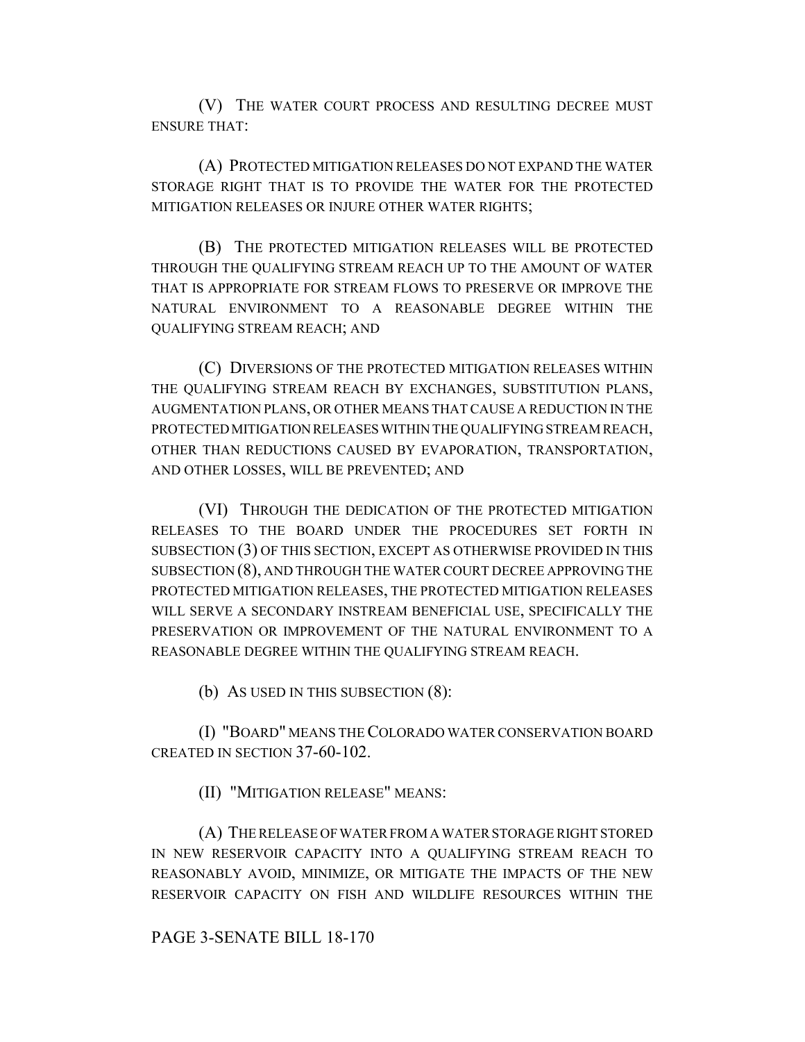(V) THE WATER COURT PROCESS AND RESULTING DECREE MUST ENSURE THAT:

(A) PROTECTED MITIGATION RELEASES DO NOT EXPAND THE WATER STORAGE RIGHT THAT IS TO PROVIDE THE WATER FOR THE PROTECTED MITIGATION RELEASES OR INJURE OTHER WATER RIGHTS;

(B) THE PROTECTED MITIGATION RELEASES WILL BE PROTECTED THROUGH THE QUALIFYING STREAM REACH UP TO THE AMOUNT OF WATER THAT IS APPROPRIATE FOR STREAM FLOWS TO PRESERVE OR IMPROVE THE NATURAL ENVIRONMENT TO A REASONABLE DEGREE WITHIN THE QUALIFYING STREAM REACH; AND

(C) DIVERSIONS OF THE PROTECTED MITIGATION RELEASES WITHIN THE QUALIFYING STREAM REACH BY EXCHANGES, SUBSTITUTION PLANS, AUGMENTATION PLANS, OR OTHER MEANS THAT CAUSE A REDUCTION IN THE PROTECTED MITIGATION RELEASES WITHIN THE QUALIFYING STREAM REACH, OTHER THAN REDUCTIONS CAUSED BY EVAPORATION, TRANSPORTATION, AND OTHER LOSSES, WILL BE PREVENTED; AND

(VI) THROUGH THE DEDICATION OF THE PROTECTED MITIGATION RELEASES TO THE BOARD UNDER THE PROCEDURES SET FORTH IN SUBSECTION (3) OF THIS SECTION, EXCEPT AS OTHERWISE PROVIDED IN THIS SUBSECTION (8), AND THROUGH THE WATER COURT DECREE APPROVING THE PROTECTED MITIGATION RELEASES, THE PROTECTED MITIGATION RELEASES WILL SERVE A SECONDARY INSTREAM BENEFICIAL USE, SPECIFICALLY THE PRESERVATION OR IMPROVEMENT OF THE NATURAL ENVIRONMENT TO A REASONABLE DEGREE WITHIN THE QUALIFYING STREAM REACH.

(b) AS USED IN THIS SUBSECTION (8):

(I) "BOARD" MEANS THE COLORADO WATER CONSERVATION BOARD CREATED IN SECTION 37-60-102.

(II) "MITIGATION RELEASE" MEANS:

(A) THE RELEASE OF WATER FROM A WATER STORAGE RIGHT STORED IN NEW RESERVOIR CAPACITY INTO A QUALIFYING STREAM REACH TO REASONABLY AVOID, MINIMIZE, OR MITIGATE THE IMPACTS OF THE NEW RESERVOIR CAPACITY ON FISH AND WILDLIFE RESOURCES WITHIN THE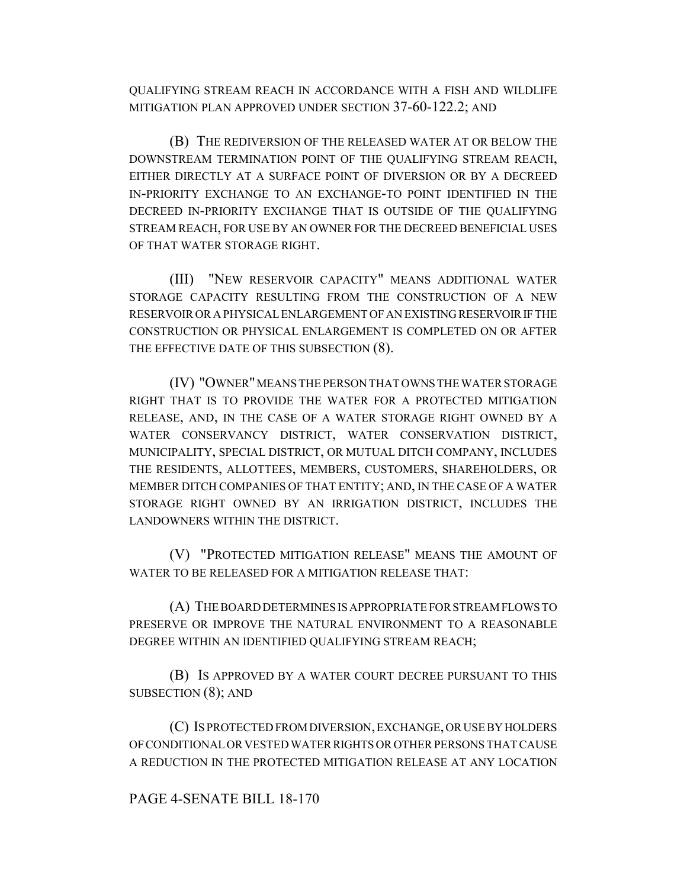QUALIFYING STREAM REACH IN ACCORDANCE WITH A FISH AND WILDLIFE MITIGATION PLAN APPROVED UNDER SECTION 37-60-122.2; AND

(B) THE REDIVERSION OF THE RELEASED WATER AT OR BELOW THE DOWNSTREAM TERMINATION POINT OF THE QUALIFYING STREAM REACH, EITHER DIRECTLY AT A SURFACE POINT OF DIVERSION OR BY A DECREED IN-PRIORITY EXCHANGE TO AN EXCHANGE-TO POINT IDENTIFIED IN THE DECREED IN-PRIORITY EXCHANGE THAT IS OUTSIDE OF THE QUALIFYING STREAM REACH, FOR USE BY AN OWNER FOR THE DECREED BENEFICIAL USES OF THAT WATER STORAGE RIGHT.

(III) "NEW RESERVOIR CAPACITY" MEANS ADDITIONAL WATER STORAGE CAPACITY RESULTING FROM THE CONSTRUCTION OF A NEW RESERVOIR OR A PHYSICAL ENLARGEMENT OF AN EXISTING RESERVOIR IF THE CONSTRUCTION OR PHYSICAL ENLARGEMENT IS COMPLETED ON OR AFTER THE EFFECTIVE DATE OF THIS SUBSECTION (8).

(IV) "OWNER" MEANS THE PERSON THAT OWNS THE WATER STORAGE RIGHT THAT IS TO PROVIDE THE WATER FOR A PROTECTED MITIGATION RELEASE, AND, IN THE CASE OF A WATER STORAGE RIGHT OWNED BY A WATER CONSERVANCY DISTRICT, WATER CONSERVATION DISTRICT, MUNICIPALITY, SPECIAL DISTRICT, OR MUTUAL DITCH COMPANY, INCLUDES THE RESIDENTS, ALLOTTEES, MEMBERS, CUSTOMERS, SHAREHOLDERS, OR MEMBER DITCH COMPANIES OF THAT ENTITY; AND, IN THE CASE OF A WATER STORAGE RIGHT OWNED BY AN IRRIGATION DISTRICT, INCLUDES THE LANDOWNERS WITHIN THE DISTRICT.

(V) "PROTECTED MITIGATION RELEASE" MEANS THE AMOUNT OF WATER TO BE RELEASED FOR A MITIGATION RELEASE THAT:

(A) THE BOARD DETERMINES IS APPROPRIATE FOR STREAM FLOWS TO PRESERVE OR IMPROVE THE NATURAL ENVIRONMENT TO A REASONABLE DEGREE WITHIN AN IDENTIFIED QUALIFYING STREAM REACH;

(B) IS APPROVED BY A WATER COURT DECREE PURSUANT TO THIS SUBSECTION (8); AND

(C) IS PROTECTED FROM DIVERSION, EXCHANGE, OR USE BY HOLDERS OF CONDITIONAL OR VESTED WATER RIGHTS OR OTHER PERSONS THAT CAUSE A REDUCTION IN THE PROTECTED MITIGATION RELEASE AT ANY LOCATION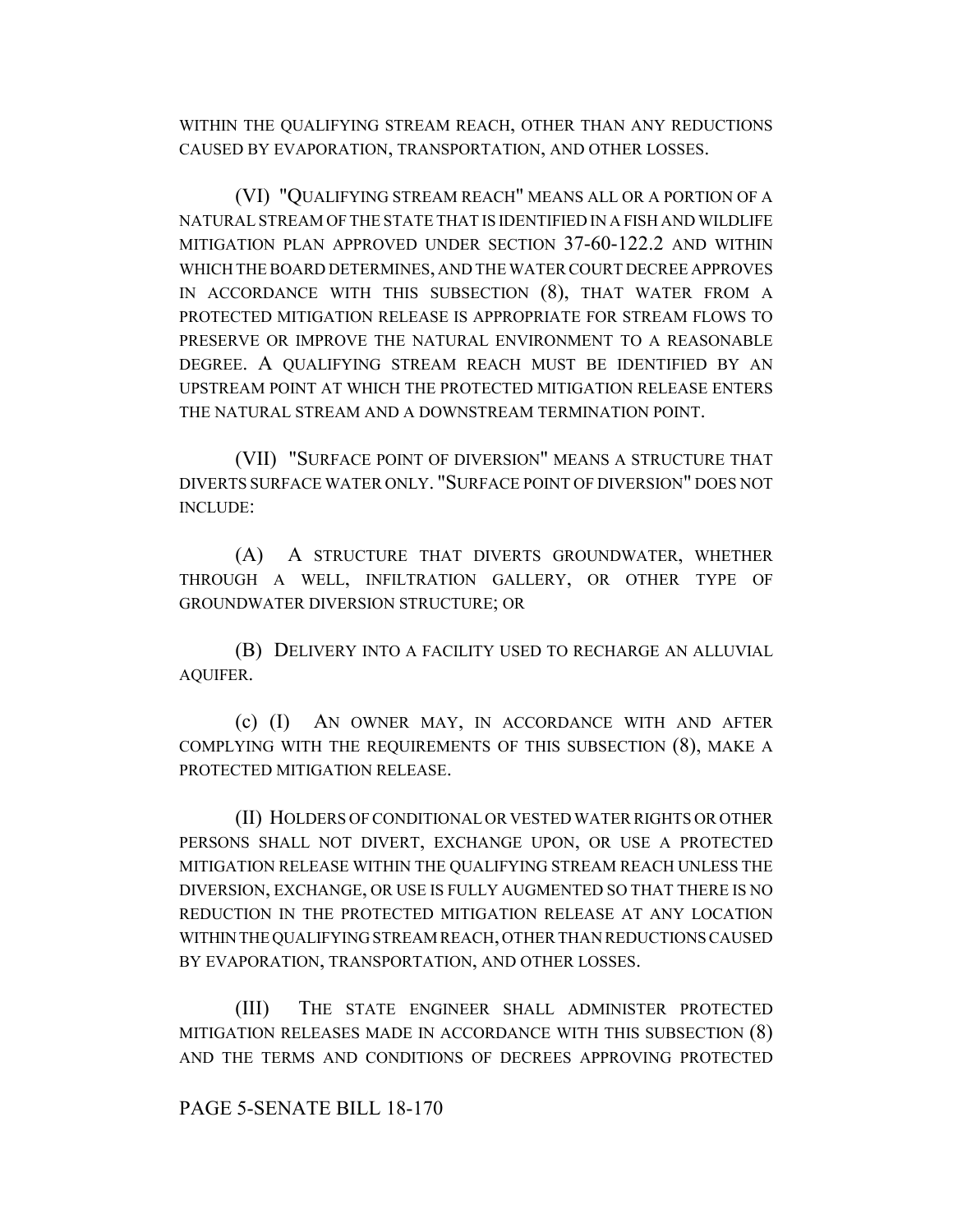WITHIN THE QUALIFYING STREAM REACH, OTHER THAN ANY REDUCTIONS CAUSED BY EVAPORATION, TRANSPORTATION, AND OTHER LOSSES.

(VI) "QUALIFYING STREAM REACH" MEANS ALL OR A PORTION OF A NATURAL STREAM OF THE STATE THAT IS IDENTIFIED IN A FISH AND WILDLIFE MITIGATION PLAN APPROVED UNDER SECTION 37-60-122.2 AND WITHIN WHICH THE BOARD DETERMINES, AND THE WATER COURT DECREE APPROVES IN ACCORDANCE WITH THIS SUBSECTION (8), THAT WATER FROM A PROTECTED MITIGATION RELEASE IS APPROPRIATE FOR STREAM FLOWS TO PRESERVE OR IMPROVE THE NATURAL ENVIRONMENT TO A REASONABLE DEGREE. A QUALIFYING STREAM REACH MUST BE IDENTIFIED BY AN UPSTREAM POINT AT WHICH THE PROTECTED MITIGATION RELEASE ENTERS THE NATURAL STREAM AND A DOWNSTREAM TERMINATION POINT.

(VII) "SURFACE POINT OF DIVERSION" MEANS A STRUCTURE THAT DIVERTS SURFACE WATER ONLY. "SURFACE POINT OF DIVERSION" DOES NOT INCLUDE:

(A) A STRUCTURE THAT DIVERTS GROUNDWATER, WHETHER THROUGH A WELL, INFILTRATION GALLERY, OR OTHER TYPE OF GROUNDWATER DIVERSION STRUCTURE; OR

(B) DELIVERY INTO A FACILITY USED TO RECHARGE AN ALLUVIAL AQUIFER.

(c) (I) AN OWNER MAY, IN ACCORDANCE WITH AND AFTER COMPLYING WITH THE REQUIREMENTS OF THIS SUBSECTION (8), MAKE A PROTECTED MITIGATION RELEASE.

(II) HOLDERS OF CONDITIONAL OR VESTED WATER RIGHTS OR OTHER PERSONS SHALL NOT DIVERT, EXCHANGE UPON, OR USE A PROTECTED MITIGATION RELEASE WITHIN THE QUALIFYING STREAM REACH UNLESS THE DIVERSION, EXCHANGE, OR USE IS FULLY AUGMENTED SO THAT THERE IS NO REDUCTION IN THE PROTECTED MITIGATION RELEASE AT ANY LOCATION WITHIN THE QUALIFYING STREAM REACH, OTHER THAN REDUCTIONS CAUSED BY EVAPORATION, TRANSPORTATION, AND OTHER LOSSES.

(III) THE STATE ENGINEER SHALL ADMINISTER PROTECTED MITIGATION RELEASES MADE IN ACCORDANCE WITH THIS SUBSECTION (8) AND THE TERMS AND CONDITIONS OF DECREES APPROVING PROTECTED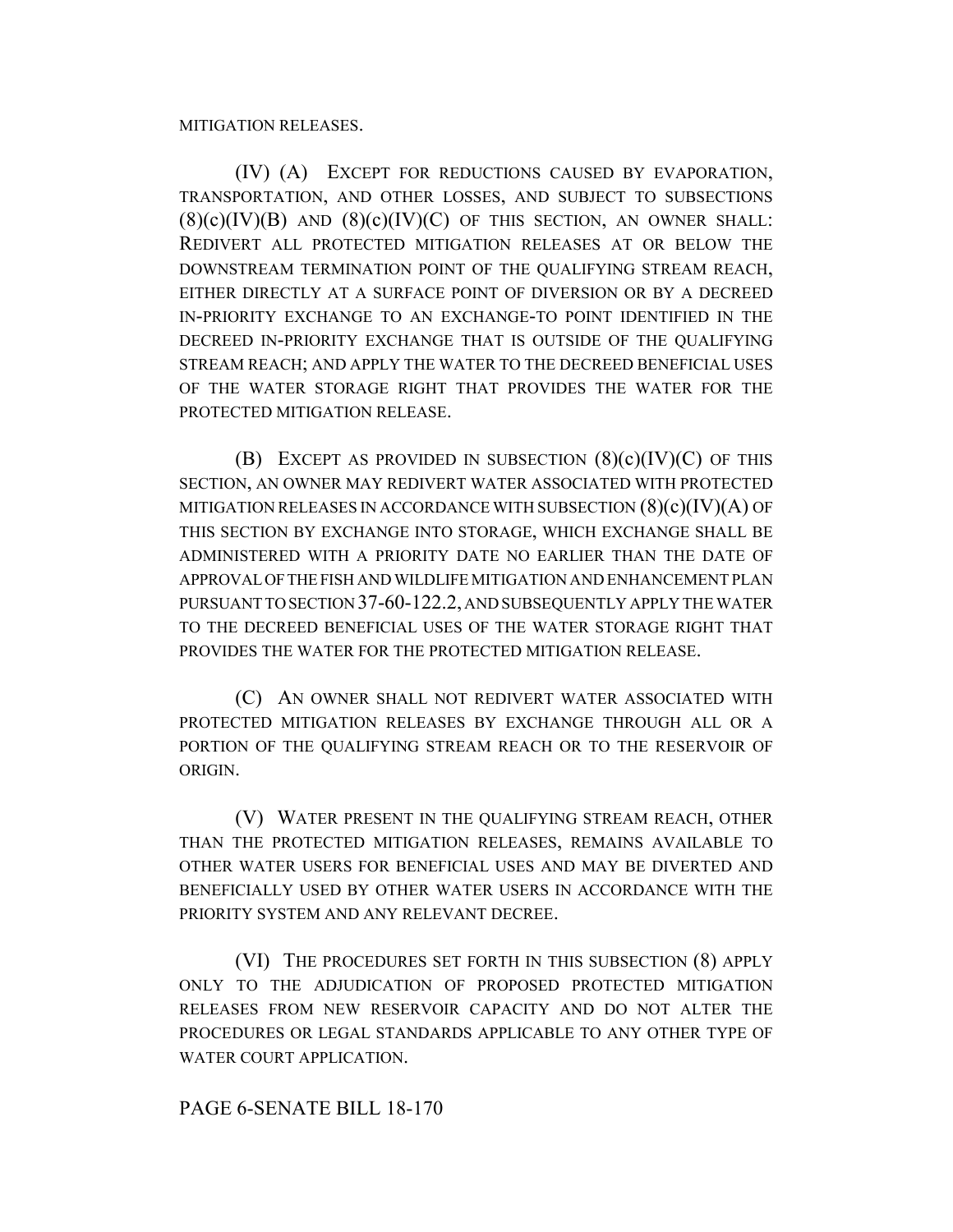MITIGATION RELEASES.

(IV) (A) EXCEPT FOR REDUCTIONS CAUSED BY EVAPORATION, TRANSPORTATION, AND OTHER LOSSES, AND SUBJECT TO SUBSECTIONS (8)(c)(IV)(B) AND (8)(c)(IV)(C) OF THIS SECTION, AN OWNER SHALL: REDIVERT ALL PROTECTED MITIGATION RELEASES AT OR BELOW THE DOWNSTREAM TERMINATION POINT OF THE QUALIFYING STREAM REACH, EITHER DIRECTLY AT A SURFACE POINT OF DIVERSION OR BY A DECREED IN-PRIORITY EXCHANGE TO AN EXCHANGE-TO POINT IDENTIFIED IN THE DECREED IN-PRIORITY EXCHANGE THAT IS OUTSIDE OF THE QUALIFYING STREAM REACH; AND APPLY THE WATER TO THE DECREED BENEFICIAL USES OF THE WATER STORAGE RIGHT THAT PROVIDES THE WATER FOR THE PROTECTED MITIGATION RELEASE.

(B) EXCEPT AS PROVIDED IN SUBSECTION (8)(c)(IV)(C) OF THIS SECTION, AN OWNER MAY REDIVERT WATER ASSOCIATED WITH PROTECTED MITIGATION RELEASES IN ACCORDANCE WITH SUBSECTION (8)(c)(IV)(A) OF THIS SECTION BY EXCHANGE INTO STORAGE, WHICH EXCHANGE SHALL BE ADMINISTERED WITH A PRIORITY DATE NO EARLIER THAN THE DATE OF APPROVAL OF THE FISH AND WILDLIFE MITIGATION AND ENHANCEMENT PLAN PURSUANT TO SECTION 37-60-122.2, AND SUBSEQUENTLY APPLY THE WATER TO THE DECREED BENEFICIAL USES OF THE WATER STORAGE RIGHT THAT PROVIDES THE WATER FOR THE PROTECTED MITIGATION RELEASE.

(C) AN OWNER SHALL NOT REDIVERT WATER ASSOCIATED WITH PROTECTED MITIGATION RELEASES BY EXCHANGE THROUGH ALL OR A PORTION OF THE QUALIFYING STREAM REACH OR TO THE RESERVOIR OF ORIGIN.

(V) WATER PRESENT IN THE QUALIFYING STREAM REACH, OTHER THAN THE PROTECTED MITIGATION RELEASES, REMAINS AVAILABLE TO OTHER WATER USERS FOR BENEFICIAL USES AND MAY BE DIVERTED AND BENEFICIALLY USED BY OTHER WATER USERS IN ACCORDANCE WITH THE PRIORITY SYSTEM AND ANY RELEVANT DECREE.

(VI) THE PROCEDURES SET FORTH IN THIS SUBSECTION (8) APPLY ONLY TO THE ADJUDICATION OF PROPOSED PROTECTED MITIGATION RELEASES FROM NEW RESERVOIR CAPACITY AND DO NOT ALTER THE PROCEDURES OR LEGAL STANDARDS APPLICABLE TO ANY OTHER TYPE OF WATER COURT APPLICATION.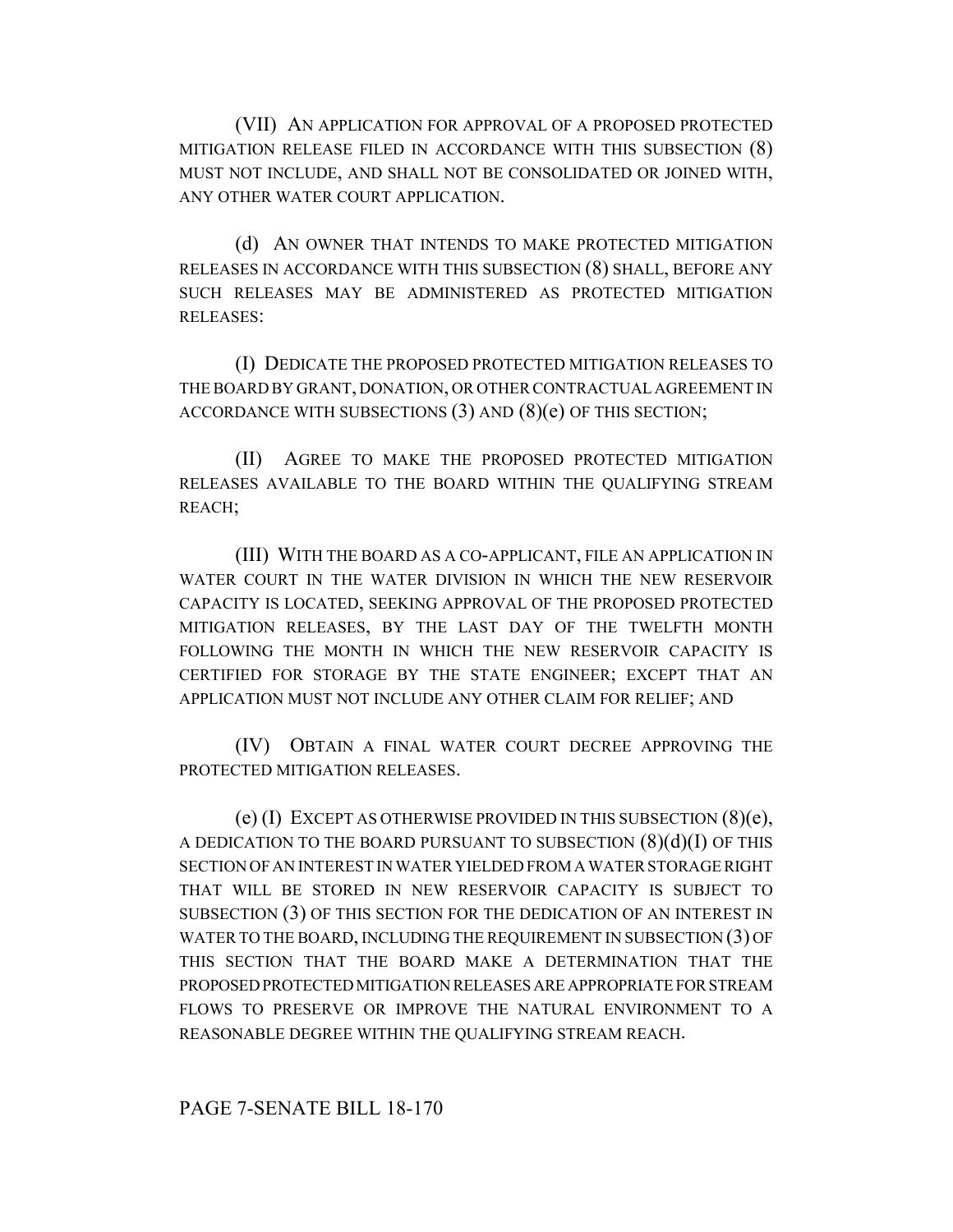(VII) AN APPLICATION FOR APPROVAL OF A PROPOSED PROTECTED MITIGATION RELEASE FILED IN ACCORDANCE WITH THIS SUBSECTION (8) MUST NOT INCLUDE, AND SHALL NOT BE CONSOLIDATED OR JOINED WITH, ANY OTHER WATER COURT APPLICATION.

(d) AN OWNER THAT INTENDS TO MAKE PROTECTED MITIGATION RELEASES IN ACCORDANCE WITH THIS SUBSECTION (8) SHALL, BEFORE ANY SUCH RELEASES MAY BE ADMINISTERED AS PROTECTED MITIGATION RELEASES:

(I) DEDICATE THE PROPOSED PROTECTED MITIGATION RELEASES TO THE BOARD BY GRANT, DONATION, OR OTHER CONTRACTUAL AGREEMENT IN ACCORDANCE WITH SUBSECTIONS (3) AND (8)(e) OF THIS SECTION;

(II) AGREE TO MAKE THE PROPOSED PROTECTED MITIGATION RELEASES AVAILABLE TO THE BOARD WITHIN THE QUALIFYING STREAM REACH;

(III) WITH THE BOARD AS A CO-APPLICANT, FILE AN APPLICATION IN WATER COURT IN THE WATER DIVISION IN WHICH THE NEW RESERVOIR CAPACITY IS LOCATED, SEEKING APPROVAL OF THE PROPOSED PROTECTED MITIGATION RELEASES, BY THE LAST DAY OF THE TWELFTH MONTH FOLLOWING THE MONTH IN WHICH THE NEW RESERVOIR CAPACITY IS CERTIFIED FOR STORAGE BY THE STATE ENGINEER; EXCEPT THAT AN APPLICATION MUST NOT INCLUDE ANY OTHER CLAIM FOR RELIEF; AND

(IV) OBTAIN A FINAL WATER COURT DECREE APPROVING THE PROTECTED MITIGATION RELEASES.

(e) (I) EXCEPT AS OTHERWISE PROVIDED IN THIS SUBSECTION (8)(e), A DEDICATION TO THE BOARD PURSUANT TO SUBSECTION (8)(d)(I) OF THIS SECTION OF AN INTEREST IN WATER YIELDED FROM A WATER STORAGE RIGHT THAT WILL BE STORED IN NEW RESERVOIR CAPACITY IS SUBJECT TO SUBSECTION (3) OF THIS SECTION FOR THE DEDICATION OF AN INTEREST IN WATER TO THE BOARD, INCLUDING THE REQUIREMENT IN SUBSECTION (3) OF THIS SECTION THAT THE BOARD MAKE A DETERMINATION THAT THE PROPOSED PROTECTED MITIGATION RELEASES ARE APPROPRIATE FOR STREAM FLOWS TO PRESERVE OR IMPROVE THE NATURAL ENVIRONMENT TO A REASONABLE DEGREE WITHIN THE QUALIFYING STREAM REACH.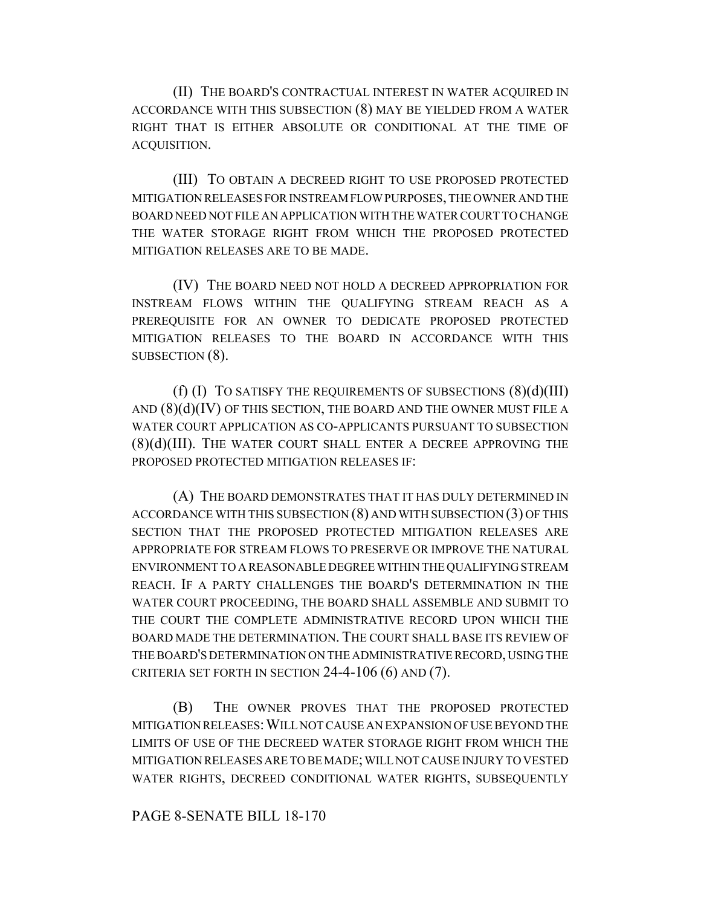(II) THE BOARD'S CONTRACTUAL INTEREST IN WATER ACQUIRED IN ACCORDANCE WITH THIS SUBSECTION (8) MAY BE YIELDED FROM A WATER RIGHT THAT IS EITHER ABSOLUTE OR CONDITIONAL AT THE TIME OF ACQUISITION.

(III) TO OBTAIN A DECREED RIGHT TO USE PROPOSED PROTECTED MITIGATION RELEASES FOR INSTREAM FLOW PURPOSES, THE OWNER AND THE BOARD NEED NOT FILE AN APPLICATION WITH THE WATER COURT TO CHANGE THE WATER STORAGE RIGHT FROM WHICH THE PROPOSED PROTECTED MITIGATION RELEASES ARE TO BE MADE.

(IV) THE BOARD NEED NOT HOLD A DECREED APPROPRIATION FOR INSTREAM FLOWS WITHIN THE QUALIFYING STREAM REACH AS A PREREQUISITE FOR AN OWNER TO DEDICATE PROPOSED PROTECTED MITIGATION RELEASES TO THE BOARD IN ACCORDANCE WITH THIS SUBSECTION (8).

(f) (I) TO SATISFY THE REQUIREMENTS OF SUBSECTIONS (8)(d)(III) AND (8)(d)(IV) OF THIS SECTION, THE BOARD AND THE OWNER MUST FILE A WATER COURT APPLICATION AS CO-APPLICANTS PURSUANT TO SUBSECTION (8)(d)(III). THE WATER COURT SHALL ENTER A DECREE APPROVING THE PROPOSED PROTECTED MITIGATION RELEASES IF:

(A) THE BOARD DEMONSTRATES THAT IT HAS DULY DETERMINED IN ACCORDANCE WITH THIS SUBSECTION (8) AND WITH SUBSECTION (3) OF THIS SECTION THAT THE PROPOSED PROTECTED MITIGATION RELEASES ARE APPROPRIATE FOR STREAM FLOWS TO PRESERVE OR IMPROVE THE NATURAL ENVIRONMENT TO A REASONABLE DEGREE WITHIN THE QUALIFYING STREAM REACH. IF A PARTY CHALLENGES THE BOARD'S DETERMINATION IN THE WATER COURT PROCEEDING, THE BOARD SHALL ASSEMBLE AND SUBMIT TO THE COURT THE COMPLETE ADMINISTRATIVE RECORD UPON WHICH THE BOARD MADE THE DETERMINATION. THE COURT SHALL BASE ITS REVIEW OF THE BOARD'S DETERMINATION ON THE ADMINISTRATIVE RECORD, USING THE CRITERIA SET FORTH IN SECTION 24-4-106 (6) AND (7).

(B) THE OWNER PROVES THAT THE PROPOSED PROTECTED MITIGATION RELEASES: WILL NOT CAUSE AN EXPANSION OF USE BEYOND THE LIMITS OF USE OF THE DECREED WATER STORAGE RIGHT FROM WHICH THE MITIGATION RELEASES ARE TO BE MADE; WILL NOT CAUSE INJURY TO VESTED WATER RIGHTS, DECREED CONDITIONAL WATER RIGHTS, SUBSEQUENTLY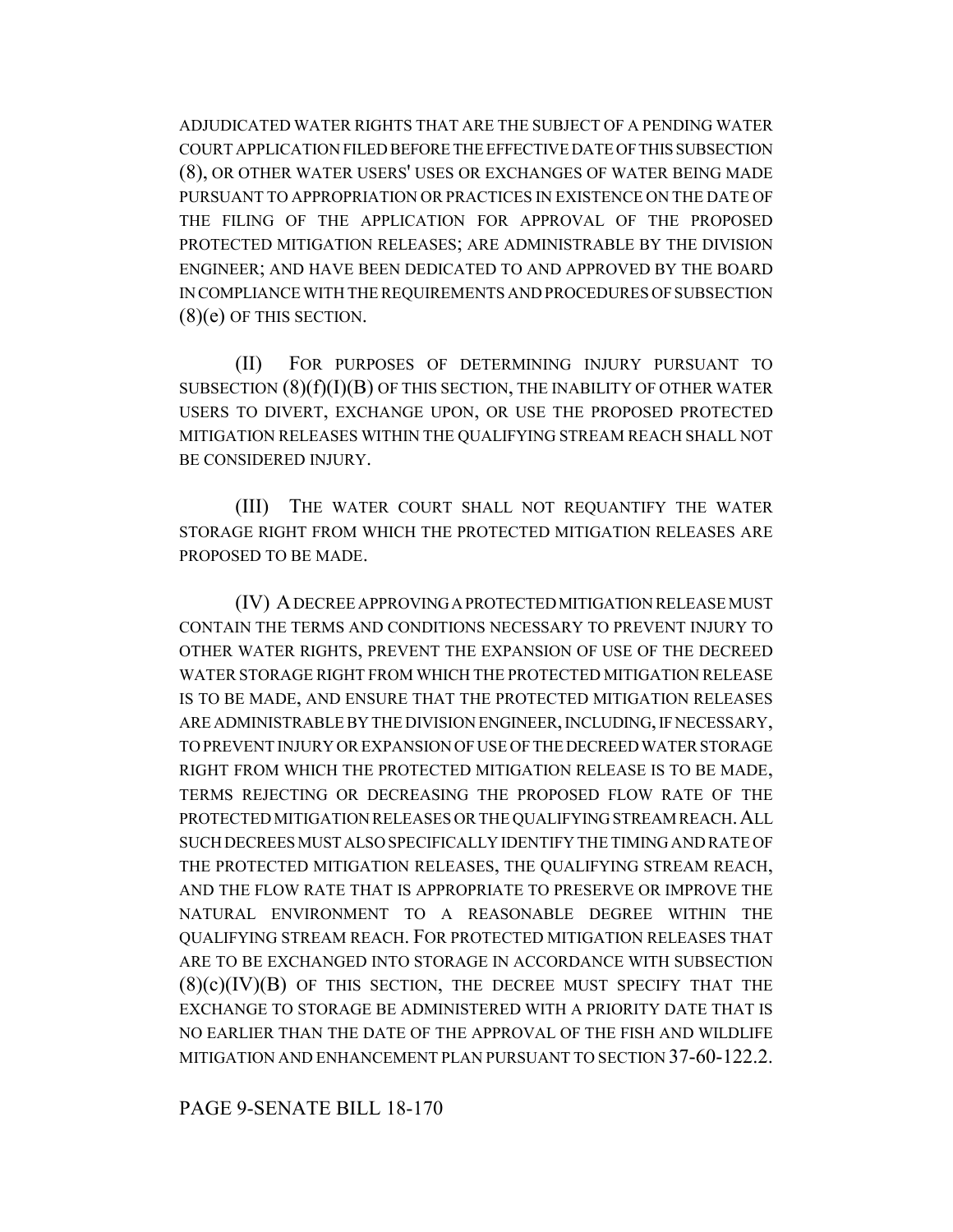ADJUDICATED WATER RIGHTS THAT ARE THE SUBJECT OF A PENDING WATER COURT APPLICATION FILED BEFORE THE EFFECTIVE DATE OF THIS SUBSECTION (8), OR OTHER WATER USERS' USES OR EXCHANGES OF WATER BEING MADE PURSUANT TO APPROPRIATION OR PRACTICES IN EXISTENCE ON THE DATE OF THE FILING OF THE APPLICATION FOR APPROVAL OF THE PROPOSED PROTECTED MITIGATION RELEASES; ARE ADMINISTRABLE BY THE DIVISION ENGINEER; AND HAVE BEEN DEDICATED TO AND APPROVED BY THE BOARD IN COMPLIANCE WITH THE REQUIREMENTS AND PROCEDURES OF SUBSECTION (8)(e) OF THIS SECTION.

(II) FOR PURPOSES OF DETERMINING INJURY PURSUANT TO SUBSECTION (8)(f)(I)(B) OF THIS SECTION, THE INABILITY OF OTHER WATER USERS TO DIVERT, EXCHANGE UPON, OR USE THE PROPOSED PROTECTED MITIGATION RELEASES WITHIN THE QUALIFYING STREAM REACH SHALL NOT BE CONSIDERED INJURY.

(III) THE WATER COURT SHALL NOT REQUANTIFY THE WATER STORAGE RIGHT FROM WHICH THE PROTECTED MITIGATION RELEASES ARE PROPOSED TO BE MADE.

(IV) A DECREE APPROVING A PROTECTED MITIGATION RELEASE MUST CONTAIN THE TERMS AND CONDITIONS NECESSARY TO PREVENT INJURY TO OTHER WATER RIGHTS, PREVENT THE EXPANSION OF USE OF THE DECREED WATER STORAGE RIGHT FROM WHICH THE PROTECTED MITIGATION RELEASE IS TO BE MADE, AND ENSURE THAT THE PROTECTED MITIGATION RELEASES ARE ADMINISTRABLE BY THE DIVISION ENGINEER, INCLUDING, IF NECESSARY, TO PREVENT INJURY OR EXPANSION OF USE OF THE DECREED WATER STORAGE RIGHT FROM WHICH THE PROTECTED MITIGATION RELEASE IS TO BE MADE, TERMS REJECTING OR DECREASING THE PROPOSED FLOW RATE OF THE PROTECTED MITIGATION RELEASES OR THE QUALIFYING STREAM REACH. ALL SUCH DECREES MUST ALSO SPECIFICALLY IDENTIFY THE TIMING AND RATE OF THE PROTECTED MITIGATION RELEASES, THE QUALIFYING STREAM REACH, AND THE FLOW RATE THAT IS APPROPRIATE TO PRESERVE OR IMPROVE THE NATURAL ENVIRONMENT TO A REASONABLE DEGREE WITHIN THE QUALIFYING STREAM REACH. FOR PROTECTED MITIGATION RELEASES THAT ARE TO BE EXCHANGED INTO STORAGE IN ACCORDANCE WITH SUBSECTION (8)(c)(IV)(B) OF THIS SECTION, THE DECREE MUST SPECIFY THAT THE EXCHANGE TO STORAGE BE ADMINISTERED WITH A PRIORITY DATE THAT IS NO EARLIER THAN THE DATE OF THE APPROVAL OF THE FISH AND WILDLIFE MITIGATION AND ENHANCEMENT PLAN PURSUANT TO SECTION 37-60-122.2.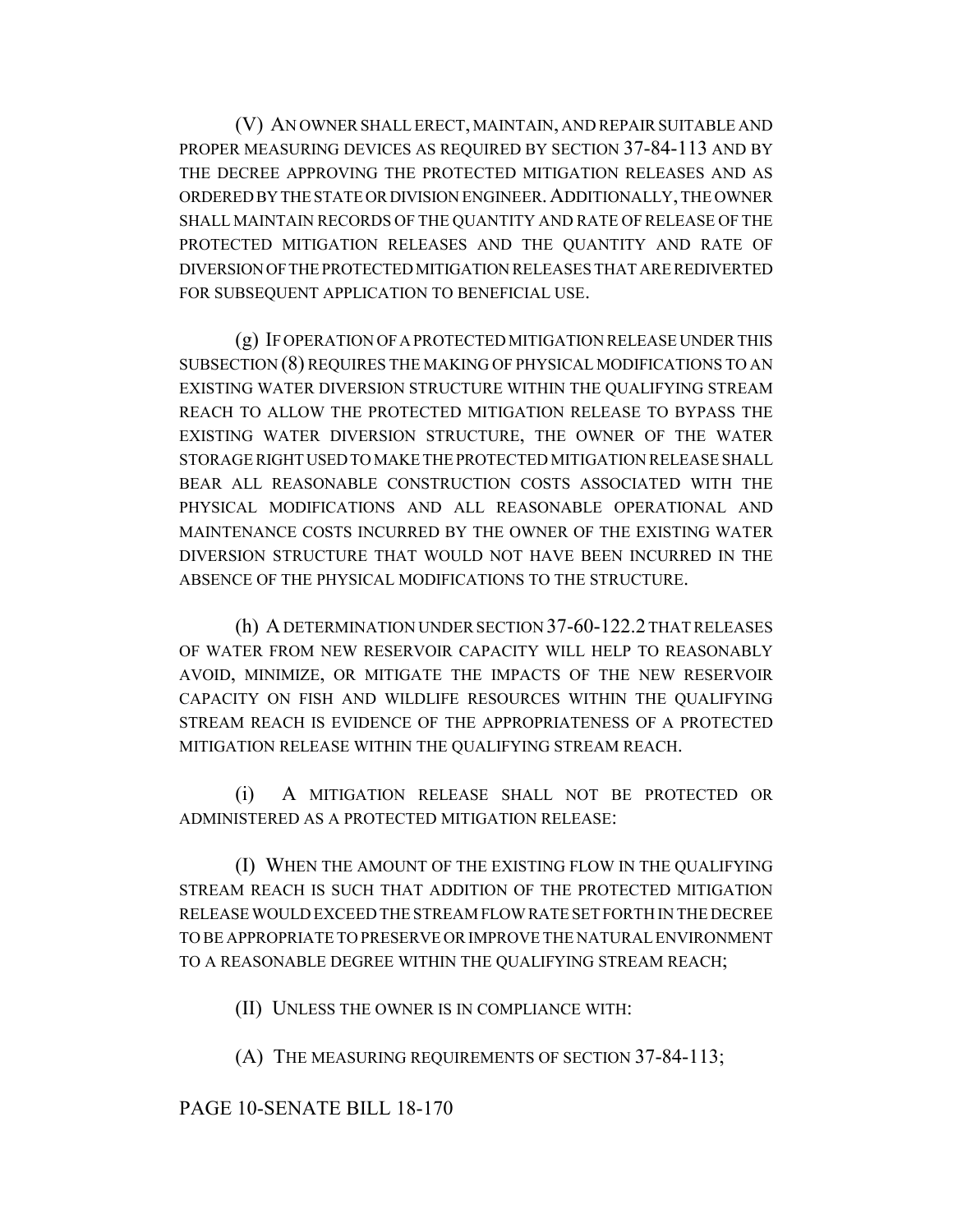(V) AN OWNER SHALL ERECT, MAINTAIN, AND REPAIR SUITABLE AND PROPER MEASURING DEVICES AS REQUIRED BY SECTION 37-84-113 AND BY THE DECREE APPROVING THE PROTECTED MITIGATION RELEASES AND AS ORDERED BY THE STATE OR DIVISION ENGINEER. ADDITIONALLY, THE OWNER SHALL MAINTAIN RECORDS OF THE QUANTITY AND RATE OF RELEASE OF THE PROTECTED MITIGATION RELEASES AND THE QUANTITY AND RATE OF DIVERSION OF THE PROTECTED MITIGATION RELEASES THAT ARE REDIVERTED FOR SUBSEQUENT APPLICATION TO BENEFICIAL USE.

(g) IF OPERATION OF A PROTECTED MITIGATION RELEASE UNDER THIS SUBSECTION (8) REQUIRES THE MAKING OF PHYSICAL MODIFICATIONS TO AN EXISTING WATER DIVERSION STRUCTURE WITHIN THE QUALIFYING STREAM REACH TO ALLOW THE PROTECTED MITIGATION RELEASE TO BYPASS THE EXISTING WATER DIVERSION STRUCTURE, THE OWNER OF THE WATER STORAGE RIGHT USED TO MAKE THE PROTECTED MITIGATION RELEASE SHALL BEAR ALL REASONABLE CONSTRUCTION COSTS ASSOCIATED WITH THE PHYSICAL MODIFICATIONS AND ALL REASONABLE OPERATIONAL AND MAINTENANCE COSTS INCURRED BY THE OWNER OF THE EXISTING WATER DIVERSION STRUCTURE THAT WOULD NOT HAVE BEEN INCURRED IN THE ABSENCE OF THE PHYSICAL MODIFICATIONS TO THE STRUCTURE.

(h) A DETERMINATION UNDER SECTION 37-60-122.2 THAT RELEASES OF WATER FROM NEW RESERVOIR CAPACITY WILL HELP TO REASONABLY AVOID, MINIMIZE, OR MITIGATE THE IMPACTS OF THE NEW RESERVOIR CAPACITY ON FISH AND WILDLIFE RESOURCES WITHIN THE QUALIFYING STREAM REACH IS EVIDENCE OF THE APPROPRIATENESS OF A PROTECTED MITIGATION RELEASE WITHIN THE QUALIFYING STREAM REACH.

(i) A MITIGATION RELEASE SHALL NOT BE PROTECTED OR ADMINISTERED AS A PROTECTED MITIGATION RELEASE:

(I) WHEN THE AMOUNT OF THE EXISTING FLOW IN THE QUALIFYING STREAM REACH IS SUCH THAT ADDITION OF THE PROTECTED MITIGATION RELEASE WOULD EXCEED THE STREAM FLOW RATE SET FORTH IN THE DECREE TO BE APPROPRIATE TO PRESERVE OR IMPROVE THE NATURAL ENVIRONMENT TO A REASONABLE DEGREE WITHIN THE QUALIFYING STREAM REACH;

(II) UNLESS THE OWNER IS IN COMPLIANCE WITH:

(A) THE MEASURING REQUIREMENTS OF SECTION 37-84-113;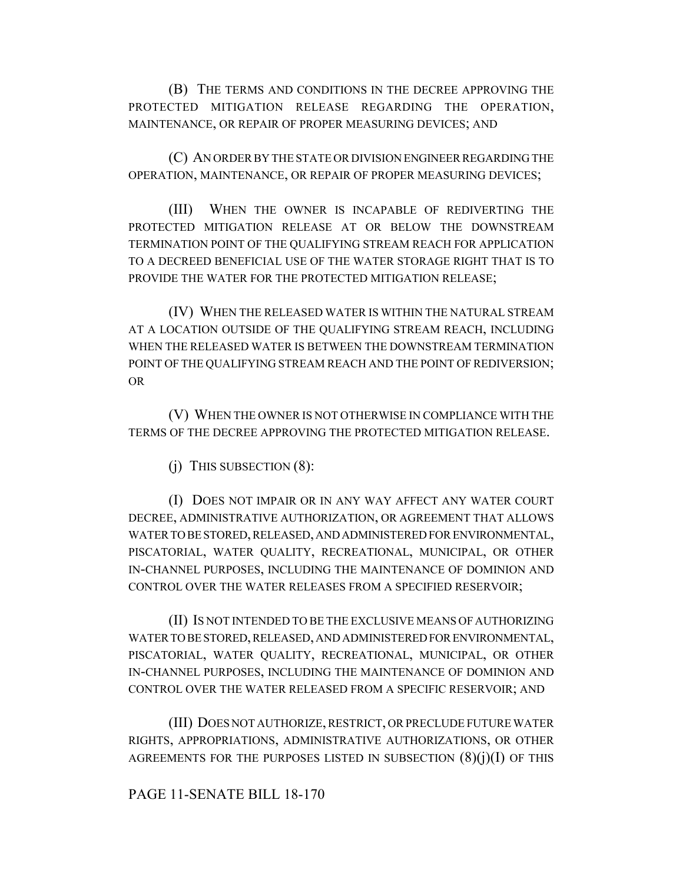(B) THE TERMS AND CONDITIONS IN THE DECREE APPROVING THE PROTECTED MITIGATION RELEASE REGARDING THE OPERATION, MAINTENANCE, OR REPAIR OF PROPER MEASURING DEVICES; AND

(C) AN ORDER BY THE STATE OR DIVISION ENGINEER REGARDING THE OPERATION, MAINTENANCE, OR REPAIR OF PROPER MEASURING DEVICES;

(III) WHEN THE OWNER IS INCAPABLE OF REDIVERTING THE PROTECTED MITIGATION RELEASE AT OR BELOW THE DOWNSTREAM TERMINATION POINT OF THE QUALIFYING STREAM REACH FOR APPLICATION TO A DECREED BENEFICIAL USE OF THE WATER STORAGE RIGHT THAT IS TO PROVIDE THE WATER FOR THE PROTECTED MITIGATION RELEASE;

(IV) WHEN THE RELEASED WATER IS WITHIN THE NATURAL STREAM AT A LOCATION OUTSIDE OF THE QUALIFYING STREAM REACH, INCLUDING WHEN THE RELEASED WATER IS BETWEEN THE DOWNSTREAM TERMINATION POINT OF THE QUALIFYING STREAM REACH AND THE POINT OF REDIVERSION; OR

(V) WHEN THE OWNER IS NOT OTHERWISE IN COMPLIANCE WITH THE TERMS OF THE DECREE APPROVING THE PROTECTED MITIGATION RELEASE.

(j) THIS SUBSECTION (8):

(I) DOES NOT IMPAIR OR IN ANY WAY AFFECT ANY WATER COURT DECREE, ADMINISTRATIVE AUTHORIZATION, OR AGREEMENT THAT ALLOWS WATER TO BE STORED, RELEASED, AND ADMINISTERED FOR ENVIRONMENTAL, PISCATORIAL, WATER QUALITY, RECREATIONAL, MUNICIPAL, OR OTHER IN-CHANNEL PURPOSES, INCLUDING THE MAINTENANCE OF DOMINION AND CONTROL OVER THE WATER RELEASES FROM A SPECIFIED RESERVOIR;

(II) IS NOT INTENDED TO BE THE EXCLUSIVE MEANS OF AUTHORIZING WATER TO BE STORED, RELEASED, AND ADMINISTERED FOR ENVIRONMENTAL, PISCATORIAL, WATER QUALITY, RECREATIONAL, MUNICIPAL, OR OTHER IN-CHANNEL PURPOSES, INCLUDING THE MAINTENANCE OF DOMINION AND CONTROL OVER THE WATER RELEASED FROM A SPECIFIC RESERVOIR; AND

(III) DOES NOT AUTHORIZE, RESTRICT, OR PRECLUDE FUTURE WATER RIGHTS, APPROPRIATIONS, ADMINISTRATIVE AUTHORIZATIONS, OR OTHER AGREEMENTS FOR THE PURPOSES LISTED IN SUBSECTION (8)(j)(I) OF THIS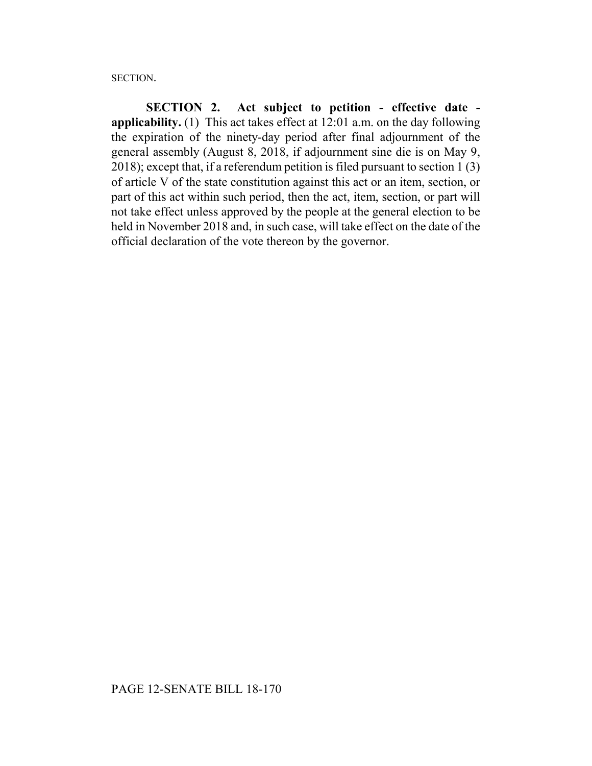SECTION.

**SECTION 2. Act subject to petition - effective date - applicability.** (1) This act takes effect at 12:01 a.m. on the day following the expiration of the ninety-day period after final adjournment of the general assembly (August 8, 2018, if adjournment sine die is on May 9, 2018); except that, if a referendum petition is filed pursuant to section 1 (3) of article V of the state constitution against this act or an item, section, or part of this act within such period, then the act, item, section, or part will not take effect unless approved by the people at the general election to be held in November 2018 and, in such case, will take effect on the date of the official declaration of the vote thereon by the governor.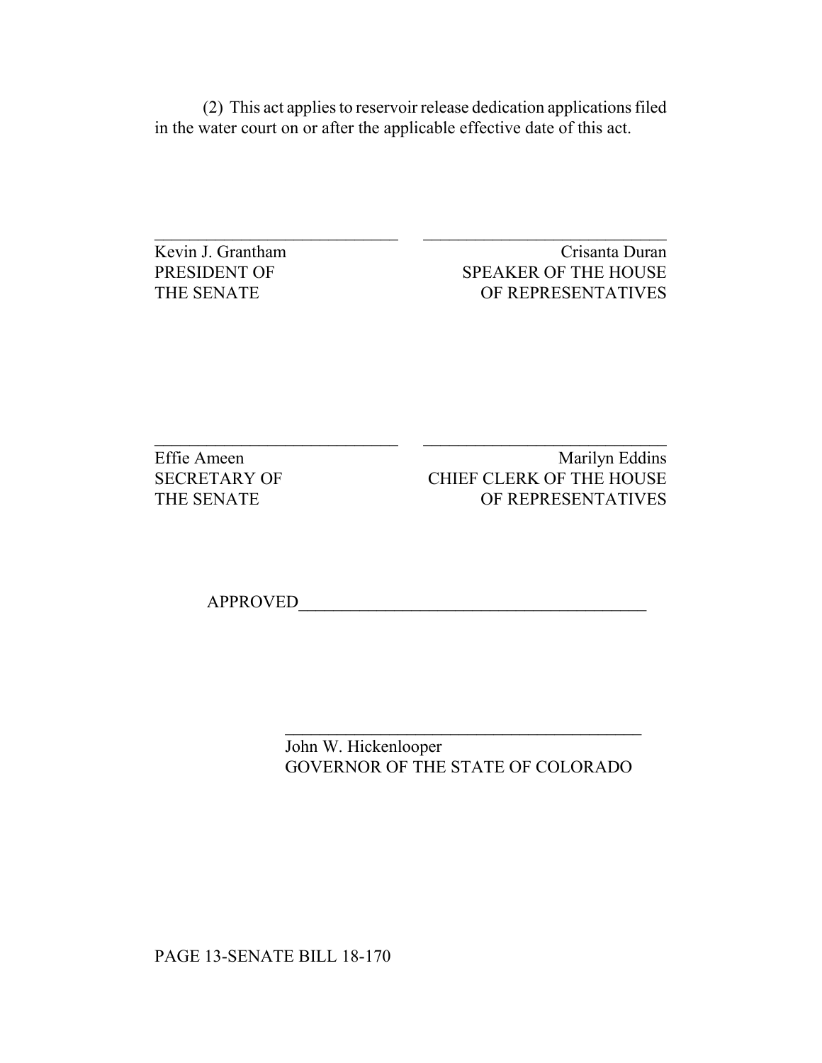(2) This act applies to reservoir release dedication applications filed in the water court on or after the applicable effective date of this act.

____________________________ ____________________________

Kevin J. Grantham
PRESIDENT OF
THE SENATE

Crisanta Duran
SPEAKER OF THE HOUSE
OF REPRESENTATIVES

____________________________ ____________________________

Effie Ameen
SECRETARY OF
THE SENATE

Marilyn Eddins
CHIEF CLERK OF THE HOUSE
OF REPRESENTATIVES

APPROVED________________________________________

_________________________________________

John W. Hickenlooper
GOVERNOR OF THE STATE OF COLORADO

PAGE 13-SENATE BILL 18-170